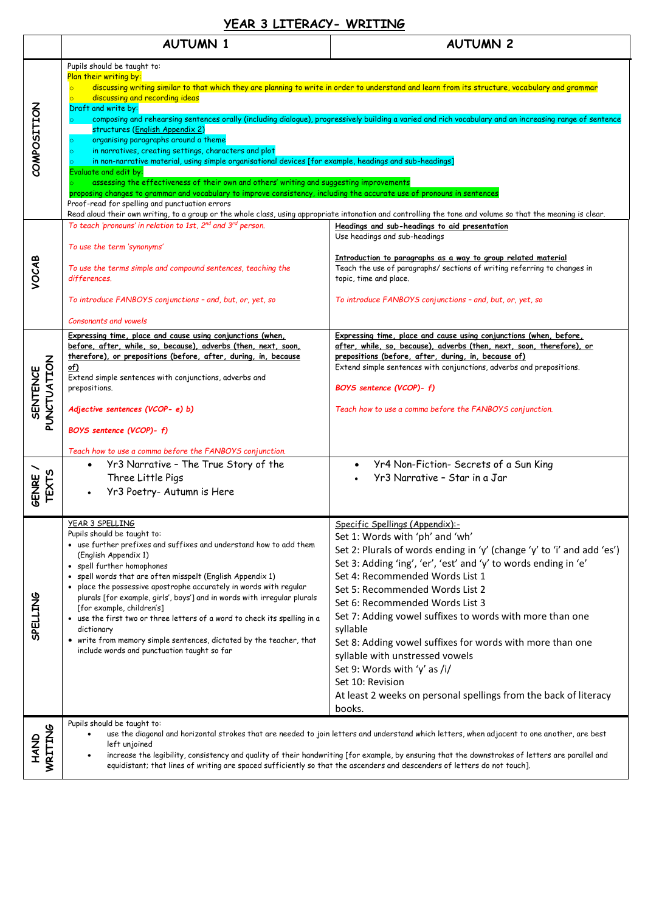# YEAR 3 LITERACY- WRITING

| | AUTUMN 1 | AUTUMN 2 |
|---|---|---|
| **COMPOSITION** | Pupils should be taught to:<br>Plan their writing by:<br>○ discussing writing similar to that which they are planning to write in order to understand and learn from its structure, vocabulary and grammar<br>○ discussing and recording ideas<br>Draft and write by:<br>○ composing and rehearsing sentences orally (including dialogue), progressively building a varied and rich vocabulary and an increasing range of sentence structures (English Appendix 2)<br>○ organising paragraphs around a theme<br>○ in narratives, creating settings, characters and plot<br>○ in non-narrative material, using simple organisational devices [for example, headings and sub-headings]<br>Evaluate and edit by:<br>○ assessing the effectiveness of their own and others' writing and suggesting improvements<br>proposing changes to grammar and vocabulary to improve consistency, including the accurate use of pronouns in sentences<br>Proof-read for spelling and punctuation errors<br>Read aloud their own writing, to a group or the whole class, using appropriate intonation and controlling the tone and volume so that the meaning is clear. | |
| **VOCAB** | *To teach 'pronouns' in relation to 1st, 2nd and 3rd person.*<br><br>*To use the term 'synonyms'*<br><br>*To use the terms simple and compound sentences, teaching the differences.*<br><br>*To introduce FANBOYS conjunctions – and, but, or, yet, so*<br><br>*Consonants and vowels* | **Headings and sub-headings to aid presentation**<br>Use headings and sub-headings<br><br>**Introduction to paragraphs as a way to group related material**<br>Teach the use of paragraphs/ sections of writing referring to changes in topic, time and place.<br><br>*To introduce FANBOYS conjunctions – and, but, or, yet, so* |
| **SENTENCE PUNCTUATION** | **Expressing time, place and cause using conjunctions (when, before, after, while, so, because), adverbs (then, next, soon, therefore), or prepositions (before, after, during, in, because of)**<br>Extend simple sentences with conjunctions, adverbs and prepositions.<br><br>***Adjective sentences (VCOP- e) b)***<br><br>***BOYS sentence (VCOP)- f)***<br><br>*Teach how to use a comma before the FANBOYS conjunction.* | **Expressing time, place and cause using conjunctions (when, before, after, while, so, because), adverbs (then, next, soon, therefore), or prepositions (before, after, during, in, because of)**<br>Extend simple sentences with conjunctions, adverbs and prepositions.<br><br>***BOYS sentence (VCOP)- f)***<br><br>*Teach how to use a comma before the FANBOYS conjunction.* |
| **GENRE / TEXTS** | • Yr3 Narrative – The True Story of the Three Little Pigs<br>• Yr3 Poetry- Autumn is Here | • Yr4 Non-Fiction- Secrets of a Sun King<br>• Yr3 Narrative – Star in a Jar |
| **SPELLING** | YEAR 3 SPELLING<br>Pupils should be taught to:<br>• use further prefixes and suffixes and understand how to add them (English Appendix 1)<br>• spell further homophones<br>• spell words that are often misspelt (English Appendix 1)<br>• place the possessive apostrophe accurately in words with regular plurals [for example, girls', boys'] and in words with irregular plurals [for example, children's]<br>• use the first two or three letters of a word to check its spelling in a dictionary<br>• write from memory simple sentences, dictated by the teacher, that include words and punctuation taught so far | Specific Spellings (Appendix):-<br>Set 1: Words with 'ph' and 'wh'<br>Set 2: Plurals of words ending in 'y' (change 'y' to 'i' and add 'es')<br>Set 3: Adding 'ing', 'er', 'est' and 'y' to words ending in 'e'<br>Set 4: Recommended Words List 1<br>Set 5: Recommended Words List 2<br>Set 6: Recommended Words List 3<br>Set 7: Adding vowel suffixes to words with more than one syllable<br>Set 8: Adding vowel suffixes for words with more than one syllable with unstressed vowels<br>Set 9: Words with 'y' as /i/<br>Set 10: Revision<br>At least 2 weeks on personal spellings from the back of literacy books. |
| **HAND WRITING** | Pupils should be taught to:<br>• use the diagonal and horizontal strokes that are needed to join letters and understand which letters, when adjacent to one another, are best left unjoined<br>• increase the legibility, consistency and quality of their handwriting [for example, by ensuring that the downstrokes of letters are parallel and equidistant; that lines of writing are spaced sufficiently so that the ascenders and descenders of letters do not touch]. | |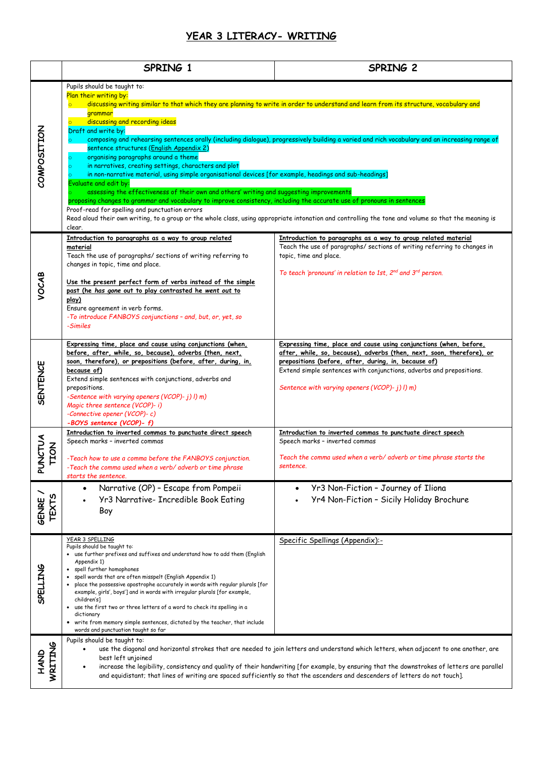# YEAR 3 LITERACY- WRITING

| | SPRING 1 | SPRING 2 |
|---|---|---|
| COMPOSITION | Pupils should be taught to:<br>Plan their writing by:<br>o discussing writing similar to that which they are planning to write in order to understand and learn from its structure, vocabulary and grammar<br>o discussing and recording ideas<br>Draft and write by:<br>o composing and rehearsing sentences orally (including dialogue), progressively building a varied and rich vocabulary and an increasing range of sentence structures (English Appendix 2)<br>o organising paragraphs around a theme<br>o in narratives, creating settings, characters and plot<br>o in non-narrative material, using simple organisational devices [for example, headings and sub-headings]<br>Evaluate and edit by:<br>o assessing the effectiveness of their own and others' writing and suggesting improvements<br>proposing changes to grammar and vocabulary to improve consistency, including the accurate use of pronouns in sentences<br>Proof-read for spelling and punctuation errors<br>Read aloud their own writing, to a group or the whole class, using appropriate intonation and controlling the tone and volume so that the meaning is clear. | |
| VOCAB | <u>Introduction to paragraphs as a way to group related material</u><br>Teach the use of paragraphs/ sections of writing referring to changes in topic, time and place.<br><br><u>Use the present perfect form of verbs instead of the simple past (he *has gone* out to play contrasted he *went* out to play)</u><br>Ensure agreement in verb forms.<br>*-To introduce FANBOYS conjunctions – and, but, or, yet, so*<br>*-Similes* | <u>Introduction to paragraphs as a way to group related material</u><br>Teach the use of paragraphs/ sections of writing referring to changes in topic, time and place.<br><br>*To teach 'pronouns' in relation to 1st, 2nd and 3rd person.* |
| SENTENCE | <u>Expressing time, place and cause using conjunctions (when, before, after, while, so, because), adverbs (then, next, soon, therefore), or prepositions (before, after, during, in, because of)</u><br>Extend simple sentences with conjunctions, adverbs and prepositions.<br>*-Sentence with varying openers (VCOP)- j) l) m)*<br>*Magic three sentence (VCOP)- i)*<br>*-Connective opener (VCOP)- c)*<br>***-BOYS sentence (VCOP)- f)*** | <u>Expressing time, place and cause using conjunctions (when, before, after, while, so, because), adverbs (then, next, soon, therefore), or prepositions (before, after, during, in, because of)</u><br>Extend simple sentences with conjunctions, adverbs and prepositions.<br><br>*Sentence with varying openers (VCOP)- j) l) m)* |
| PUNCTUATION | <u>Introduction to inverted commas to punctuate direct speech</u><br>Speech marks – inverted commas<br><br>*-Teach how to use a comma before the FANBOYS conjunction.*<br>*-Teach the comma used when a verb/ adverb or time phrase starts the sentence.* | <u>Introduction to inverted commas to punctuate direct speech</u><br>Speech marks – inverted commas<br><br>*Teach the comma used when a verb/ adverb or time phrase starts the sentence.* |
| GENRE / TEXTS | • Narrative (OP) – Escape from Pompeii<br>• Yr3 Narrative- Incredible Book Eating Boy | • Yr3 Non-Fiction – Journey of Iliona<br>• Yr4 Non-Fiction – Sicily Holiday Brochure |
| SPELLING | <u>YEAR 3 SPELLING</u><br>Pupils should be taught to:<br>• use further prefixes and suffixes and understand how to add them (English Appendix 1)<br>• spell further homophones<br>• spell words that are often misspelt (English Appendix 1)<br>• place the possessive apostrophe accurately in words with regular plurals [for example, girls', boys'] and in words with irregular plurals [for example, children's]<br>• use the first two or three letters of a word to check its spelling in a dictionary<br>• write from memory simple sentences, dictated by the teacher, that include words and punctuation taught so far | <u>Specific Spellings (Appendix):-</u> |
| HANDWRITING | Pupils should be taught to:<br>• use the diagonal and horizontal strokes that are needed to join letters and understand which letters, when adjacent to one another, are best left unjoined<br>• increase the legibility, consistency and quality of their handwriting [for example, by ensuring that the downstrokes of letters are parallel and equidistant; that lines of writing are spaced sufficiently so that the ascenders and descenders of letters do not touch]. | |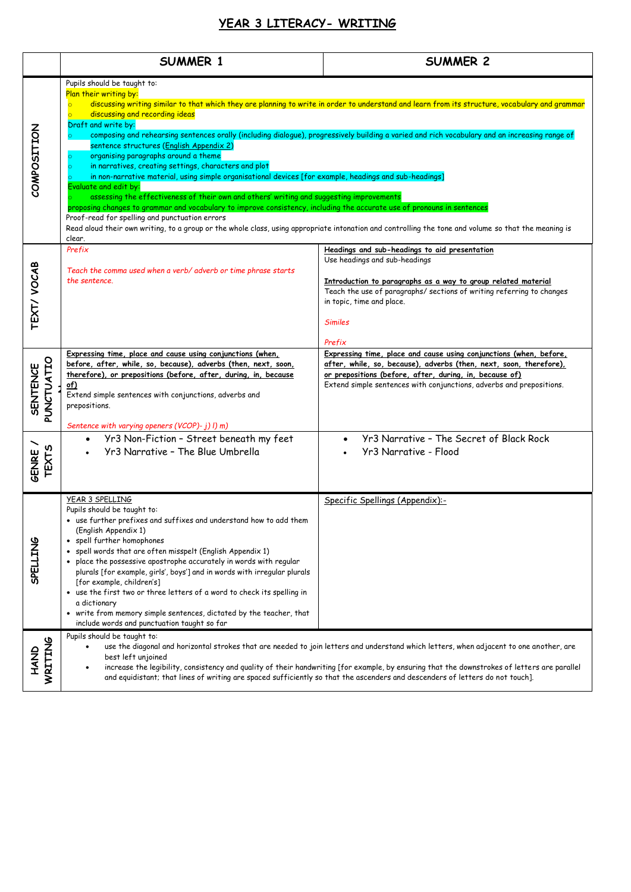# YEAR 3 LITERACY- WRITING

| | SUMMER 1 | SUMMER 2 |
|---|---|---|
| COMPOSITION | Pupils should be taught to:<br>Plan their writing by:<br>○ discussing writing similar to that which they are planning to write in order to understand and learn from its structure, vocabulary and grammar<br>○ discussing and recording ideas<br>Draft and write by:<br>○ composing and rehearsing sentences orally (including dialogue), progressively building a varied and rich vocabulary and an increasing range of sentence structures (English Appendix 2)<br>○ organising paragraphs around a theme<br>○ in narratives, creating settings, characters and plot<br>○ in non-narrative material, using simple organisational devices [for example, headings and sub-headings]<br>Evaluate and edit by:<br>○ assessing the effectiveness of their own and others' writing and suggesting improvements<br>proposing changes to grammar and vocabulary to improve consistency, including the accurate use of pronouns in sentences<br>Proof-read for spelling and punctuation errors<br>Read aloud their own writing, to a group or the whole class, using appropriate intonation and controlling the tone and volume so that the meaning is clear. | |
| TEXT/ VOCAB | *Prefix*<br><br>*Teach the comma used when a verb/ adverb or time phrase starts the sentence.* | <u>**Headings and sub-headings to aid presentation**</u><br>Use headings and sub-headings<br><br><u>**Introduction to paragraphs as a way to group related material**</u><br>Teach the use of paragraphs/ sections of writing referring to changes in topic, time and place.<br><br>*Similes*<br><br>*Prefix* |
| SENTENCE PUNCTUATION | <u>**Expressing time, place and cause using conjunctions (when, before, after, while, so, because), adverbs (then, next, soon, therefore), or prepositions (before, after, during, in, because of)**</u><br>Extend simple sentences with conjunctions, adverbs and prepositions.<br><br>*Sentence with varying openers (VCOP)- j) l) m)* | <u>**Expressing time, place and cause using conjunctions (when, before, after, while, so, because), adverbs (then, next, soon, therefore), or prepositions (before, after, during, in, because of)**</u><br>Extend simple sentences with conjunctions, adverbs and prepositions. |
| GENRE / TEXTS | • Yr3 Non-Fiction – Street beneath my feet<br>• Yr3 Narrative – The Blue Umbrella | • Yr3 Narrative – The Secret of Black Rock<br>• Yr3 Narrative - Flood |
| SPELLING | <u>YEAR 3 SPELLING</u><br>Pupils should be taught to:<br>• use further prefixes and suffixes and understand how to add them (English Appendix 1)<br>• spell further homophones<br>• spell words that are often misspelt (English Appendix 1)<br>• place the possessive apostrophe accurately in words with regular plurals [for example, girls', boys'] and in words with irregular plurals [for example, children's]<br>• use the first two or three letters of a word to check its spelling in a dictionary<br>• write from memory simple sentences, dictated by the teacher, that include words and punctuation taught so far | <u>Specific Spellings (Appendix):-</u> |
| HAND WRITING | Pupils should be taught to:<br>• use the diagonal and horizontal strokes that are needed to join letters and understand which letters, when adjacent to one another, are best left unjoined<br>• increase the legibility, consistency and quality of their handwriting [for example, by ensuring that the downstrokes of letters are parallel and equidistant; that lines of writing are spaced sufficiently so that the ascenders and descenders of letters do not touch]. | |